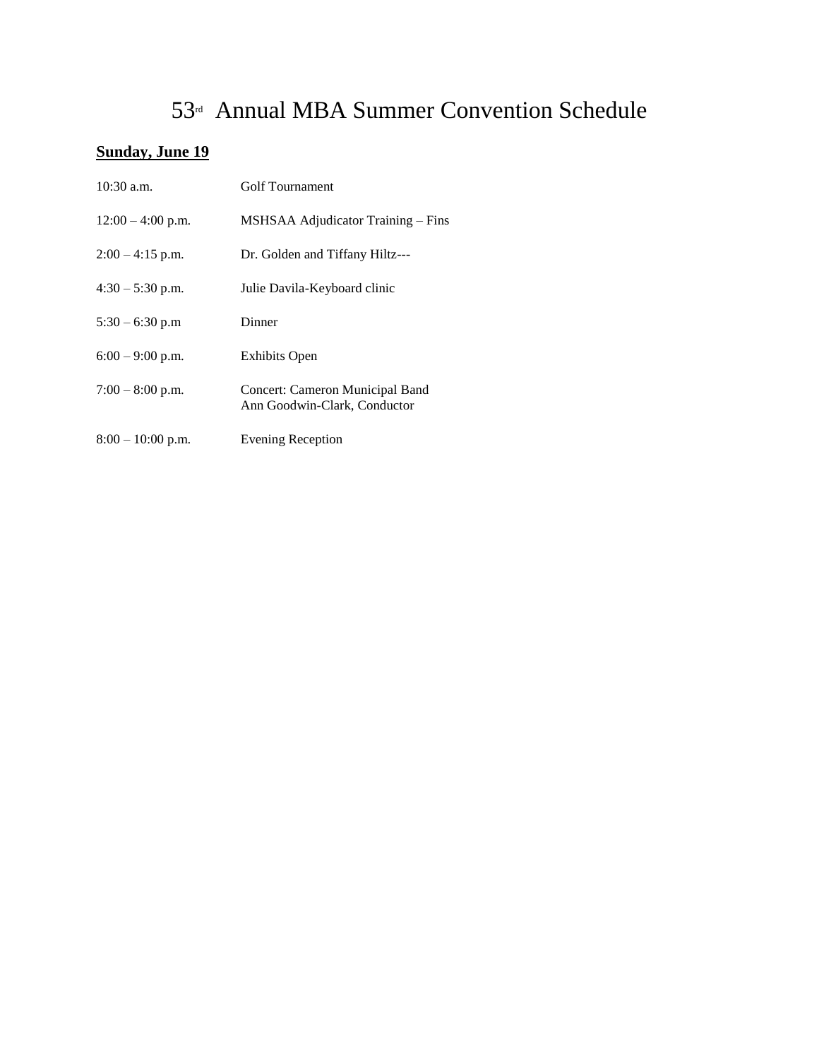# 53rd Annual MBA Summer Convention Schedule

**Sunday, June 19**

| | |
|---|---|
| 10:30 a.m. | Golf Tournament |
| 12:00 – 4:00 p.m. | MSHSAA Adjudicator Training – Fins |
| 2:00 – 4:15 p.m. | Dr. Golden and Tiffany Hiltz--- |
| 4:30 – 5:30 p.m. | Julie Davila-Keyboard clinic |
| 5:30 – 6:30 p.m | Dinner |
| 6:00 – 9:00 p.m. | Exhibits Open |
| 7:00 – 8:00 p.m. | Concert: Cameron Municipal Band<br>Ann Goodwin-Clark, Conductor |
| 8:00 – 10:00 p.m. | Evening Reception |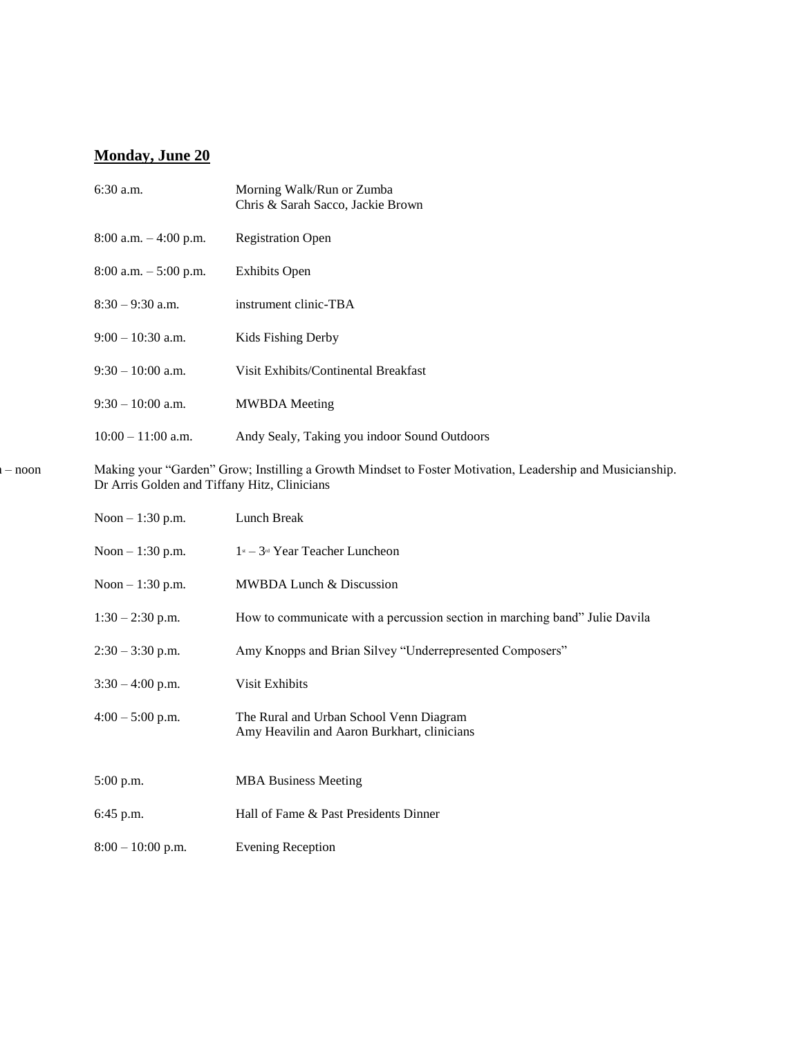## Monday, June 20

| | |
|---|---|
| 6:30 a.m. | Morning Walk/Run or Zumba<br>Chris & Sarah Sacco, Jackie Brown |
| 8:00 a.m. – 4:00 p.m. | Registration Open |
| 8:00 a.m. – 5:00 p.m. | Exhibits Open |
| 8:30 – 9:30 a.m. | instrument clinic-TBA |
| 9:00 – 10:30 a.m. | Kids Fishing Derby |
| 9:30 – 10:00 a.m. | Visit Exhibits/Continental Breakfast |
| 9:30 – 10:00 a.m. | MWBDA Meeting |
| 10:00 – 11:00 a.m. | Andy Sealy, Taking you indoor Sound Outdoors |
| – noon | Making your "Garden" Grow; Instilling a Growth Mindset to Foster Motivation, Leadership and Musicianship.<br>Dr Arris Golden and Tiffany Hitz, Clinicians |
| Noon – 1:30 p.m. | Lunch Break |
| Noon – 1:30 p.m. | 1st – 3rd Year Teacher Luncheon |
| Noon – 1:30 p.m. | MWBDA Lunch & Discussion |
| 1:30 – 2:30 p.m. | How to communicate with a percussion section in marching band" Julie Davila |
| 2:30 – 3:30 p.m. | Amy Knopps and Brian Silvey "Underrepresented Composers" |
| 3:30 – 4:00 p.m. | Visit Exhibits |
| 4:00 – 5:00 p.m. | The Rural and Urban School Venn Diagram<br>Amy Heavilin and Aaron Burkhart, clinicians |
| 5:00 p.m. | MBA Business Meeting |
| 6:45 p.m. | Hall of Fame & Past Presidents Dinner |
| 8:00 – 10:00 p.m. | Evening Reception |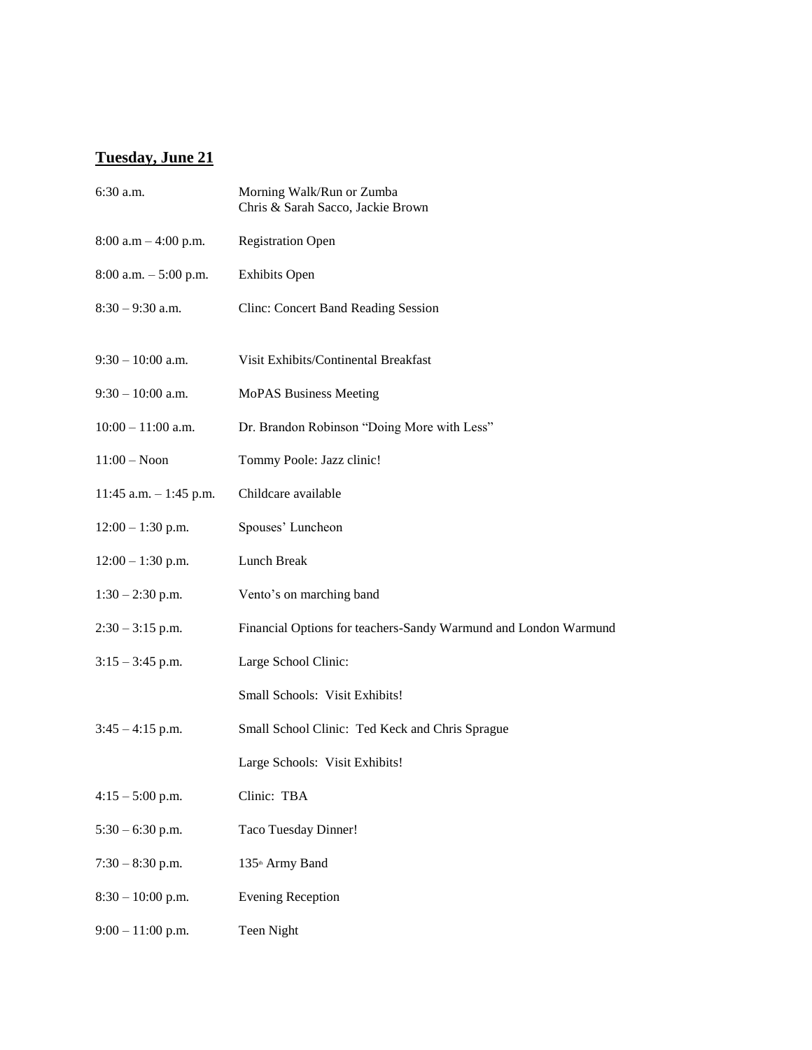## Tuesday, June 21

| | |
|---|---|
| 6:30 a.m. | Morning Walk/Run or Zumba<br>Chris & Sarah Sacco, Jackie Brown |
| 8:00 a.m – 4:00 p.m. | Registration Open |
| 8:00 a.m. – 5:00 p.m. | Exhibits Open |
| 8:30 – 9:30 a.m. | Clinc: Concert Band Reading Session |
| 9:30 – 10:00 a.m. | Visit Exhibits/Continental Breakfast |
| 9:30 – 10:00 a.m. | MoPAS Business Meeting |
| 10:00 – 11:00 a.m. | Dr. Brandon Robinson "Doing More with Less" |
| 11:00 – Noon | Tommy Poole: Jazz clinic! |
| 11:45 a.m. – 1:45 p.m. | Childcare available |
| 12:00 – 1:30 p.m. | Spouses' Luncheon |
| 12:00 – 1:30 p.m. | Lunch Break |
| 1:30 – 2:30 p.m. | Vento's on marching band |
| 2:30 – 3:15 p.m. | Financial Options for teachers-Sandy Warmund and London Warmund |
| 3:15 – 3:45 p.m. | Large School Clinic: |
| | Small Schools: Visit Exhibits! |
| 3:45 – 4:15 p.m. | Small School Clinic: Ted Keck and Chris Sprague |
| | Large Schools: Visit Exhibits! |
| 4:15 – 5:00 p.m. | Clinic: TBA |
| 5:30 – 6:30 p.m. | Taco Tuesday Dinner! |
| 7:30 – 8:30 p.m. | 135th Army Band |
| 8:30 – 10:00 p.m. | Evening Reception |
| 9:00 – 11:00 p.m. | Teen Night |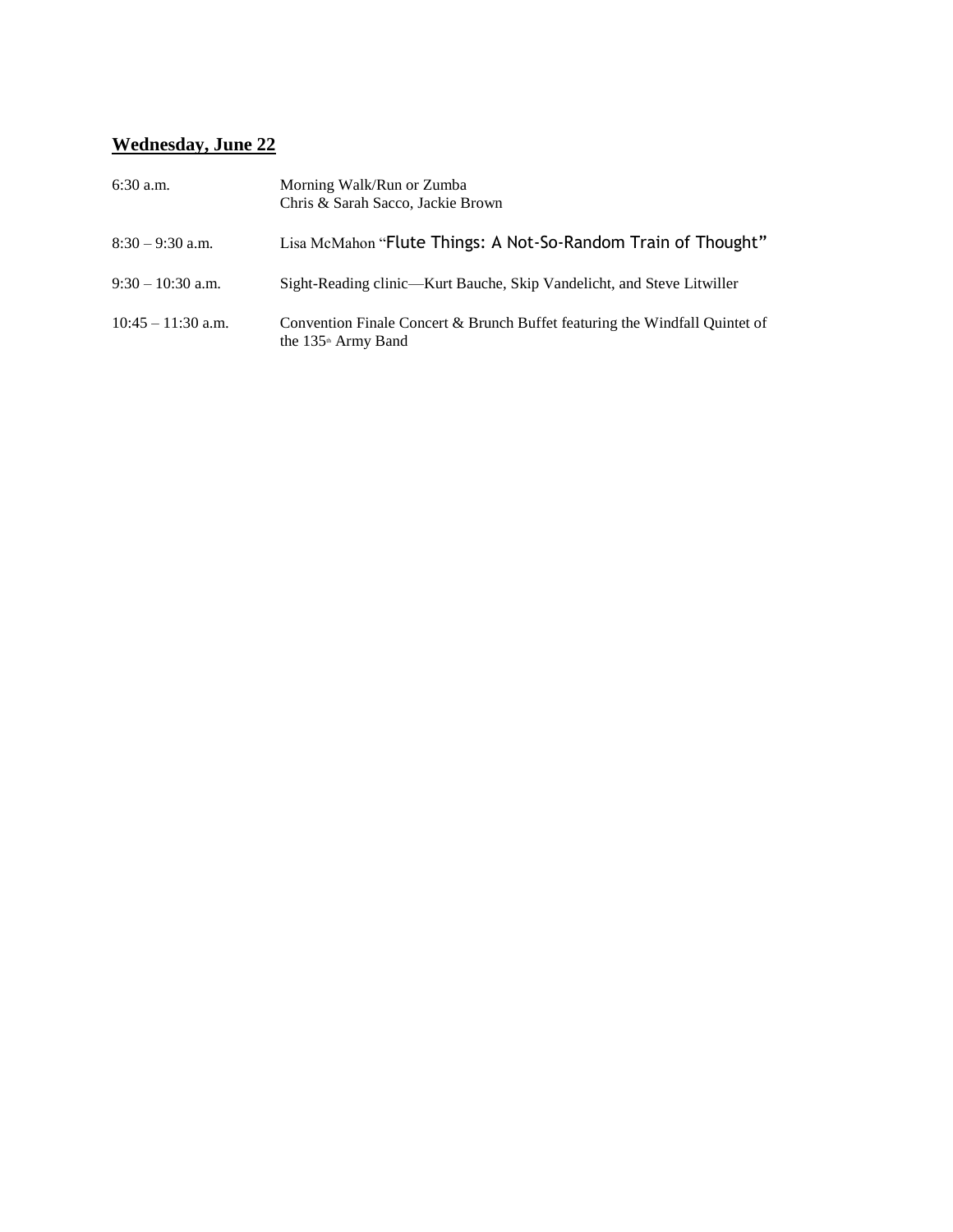## **Wednesday, June 22**

| | |
|---|---|
| 6:30 a.m. | Morning Walk/Run or Zumba<br>Chris & Sarah Sacco, Jackie Brown |
| 8:30 – 9:30 a.m. | Lisa McMahon "Flute Things: A Not-So-Random Train of Thought" |
| 9:30 – 10:30 a.m. | Sight-Reading clinic—Kurt Bauche, Skip Vandelicht, and Steve Litwiller |
| 10:45 – 11:30 a.m. | Convention Finale Concert & Brunch Buffet featuring the Windfall Quintet of the 135th Army Band |